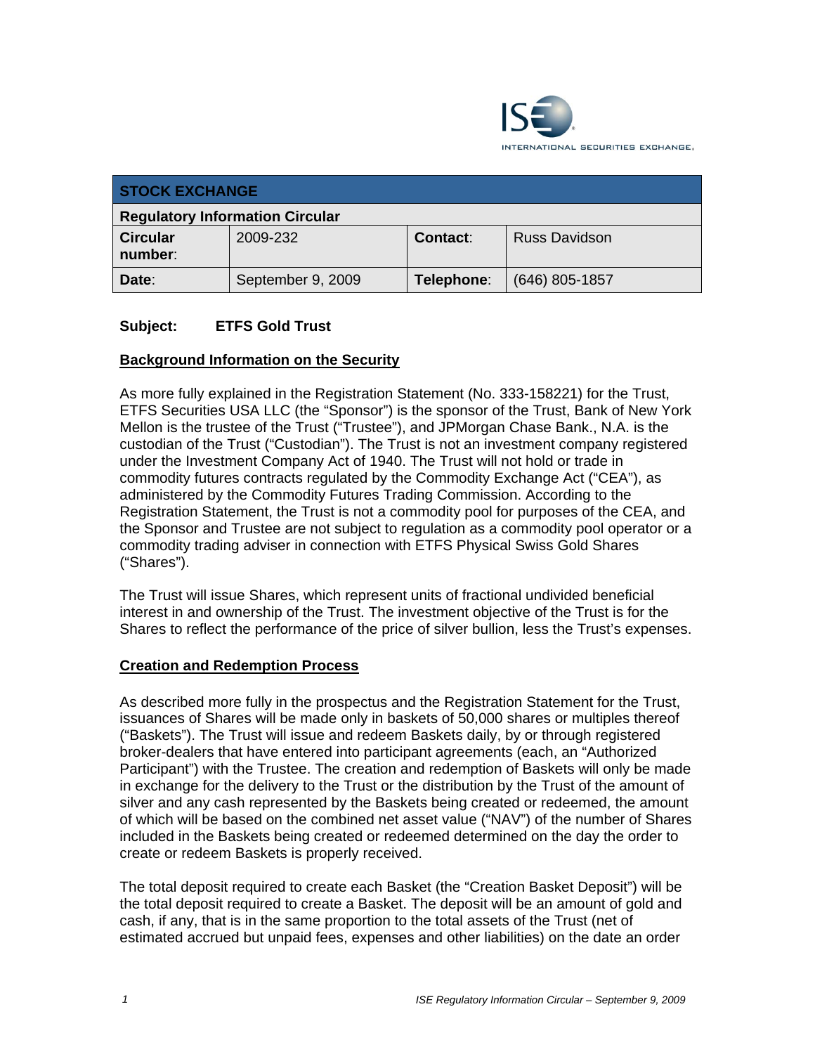INTERNATIONAL SECURITIES EXCHANGE.

| STOCK EXCHANGE | | | |
|---|---|---|---|
| **Regulatory Information Circular** | | | |
| **Circular number**: | 2009-232 | **Contact**: | Russ Davidson |
| **Date**: | September 9, 2009 | **Telephone**: | (646) 805-1857 |

**Subject: ETFS Gold Trust**

**Background Information on the Security**

As more fully explained in the Registration Statement (No. 333-158221) for the Trust, ETFS Securities USA LLC (the "Sponsor") is the sponsor of the Trust, Bank of New York Mellon is the trustee of the Trust ("Trustee"), and JPMorgan Chase Bank., N.A. is the custodian of the Trust ("Custodian"). The Trust is not an investment company registered under the Investment Company Act of 1940. The Trust will not hold or trade in commodity futures contracts regulated by the Commodity Exchange Act ("CEA"), as administered by the Commodity Futures Trading Commission. According to the Registration Statement, the Trust is not a commodity pool for purposes of the CEA, and the Sponsor and Trustee are not subject to regulation as a commodity pool operator or a commodity trading adviser in connection with ETFS Physical Swiss Gold Shares ("Shares").

The Trust will issue Shares, which represent units of fractional undivided beneficial interest in and ownership of the Trust. The investment objective of the Trust is for the Shares to reflect the performance of the price of silver bullion, less the Trust's expenses.

**Creation and Redemption Process**

As described more fully in the prospectus and the Registration Statement for the Trust, issuances of Shares will be made only in baskets of 50,000 shares or multiples thereof ("Baskets"). The Trust will issue and redeem Baskets daily, by or through registered broker-dealers that have entered into participant agreements (each, an "Authorized Participant") with the Trustee. The creation and redemption of Baskets will only be made in exchange for the delivery to the Trust or the distribution by the Trust of the amount of silver and any cash represented by the Baskets being created or redeemed, the amount of which will be based on the combined net asset value ("NAV") of the number of Shares included in the Baskets being created or redeemed determined on the day the order to create or redeem Baskets is properly received.

The total deposit required to create each Basket (the "Creation Basket Deposit") will be the total deposit required to create a Basket. The deposit will be an amount of gold and cash, if any, that is in the same proportion to the total assets of the Trust (net of estimated accrued but unpaid fees, expenses and other liabilities) on the date an order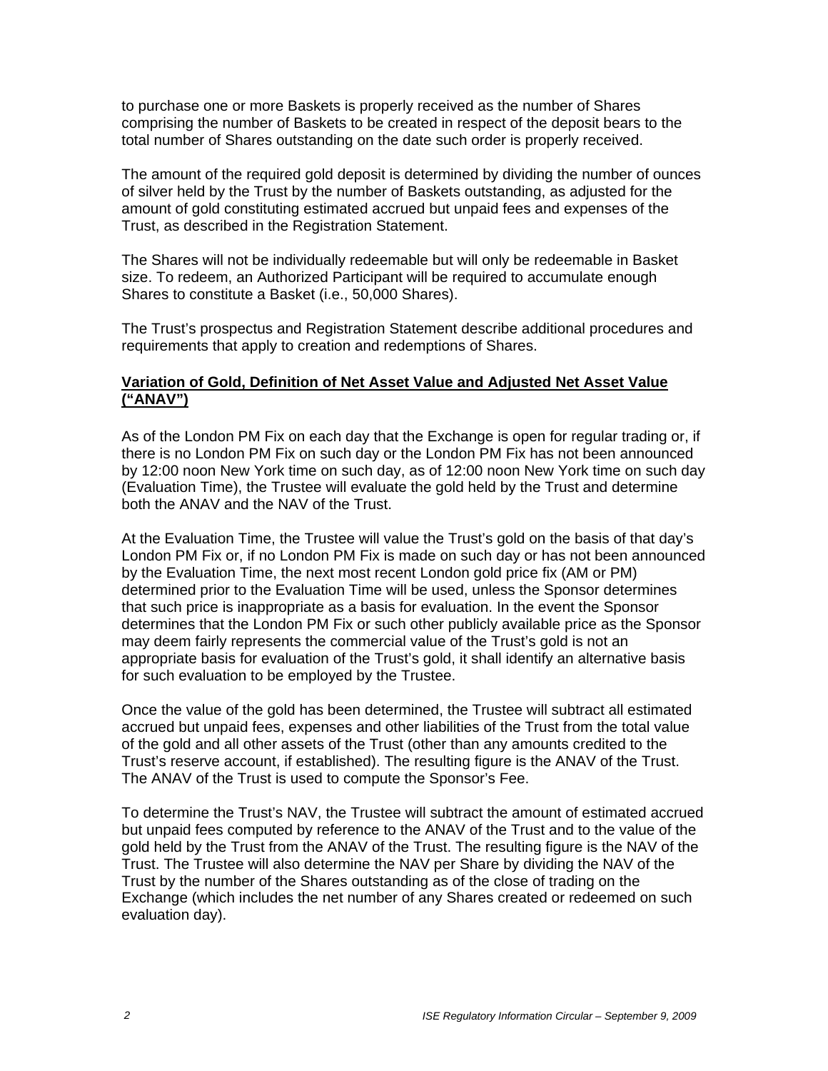to purchase one or more Baskets is properly received as the number of Shares comprising the number of Baskets to be created in respect of the deposit bears to the total number of Shares outstanding on the date such order is properly received.

The amount of the required gold deposit is determined by dividing the number of ounces of silver held by the Trust by the number of Baskets outstanding, as adjusted for the amount of gold constituting estimated accrued but unpaid fees and expenses of the Trust, as described in the Registration Statement.

The Shares will not be individually redeemable but will only be redeemable in Basket size. To redeem, an Authorized Participant will be required to accumulate enough Shares to constitute a Basket (i.e., 50,000 Shares).

The Trust's prospectus and Registration Statement describe additional procedures and requirements that apply to creation and redemptions of Shares.

**Variation of Gold, Definition of Net Asset Value and Adjusted Net Asset Value ("ANAV")**

As of the London PM Fix on each day that the Exchange is open for regular trading or, if there is no London PM Fix on such day or the London PM Fix has not been announced by 12:00 noon New York time on such day, as of 12:00 noon New York time on such day (Evaluation Time), the Trustee will evaluate the gold held by the Trust and determine both the ANAV and the NAV of the Trust.

At the Evaluation Time, the Trustee will value the Trust's gold on the basis of that day's London PM Fix or, if no London PM Fix is made on such day or has not been announced by the Evaluation Time, the next most recent London gold price fix (AM or PM) determined prior to the Evaluation Time will be used, unless the Sponsor determines that such price is inappropriate as a basis for evaluation. In the event the Sponsor determines that the London PM Fix or such other publicly available price as the Sponsor may deem fairly represents the commercial value of the Trust's gold is not an appropriate basis for evaluation of the Trust's gold, it shall identify an alternative basis for such evaluation to be employed by the Trustee.

Once the value of the gold has been determined, the Trustee will subtract all estimated accrued but unpaid fees, expenses and other liabilities of the Trust from the total value of the gold and all other assets of the Trust (other than any amounts credited to the Trust's reserve account, if established). The resulting figure is the ANAV of the Trust. The ANAV of the Trust is used to compute the Sponsor's Fee.

To determine the Trust's NAV, the Trustee will subtract the amount of estimated accrued but unpaid fees computed by reference to the ANAV of the Trust and to the value of the gold held by the Trust from the ANAV of the Trust. The resulting figure is the NAV of the Trust. The Trustee will also determine the NAV per Share by dividing the NAV of the Trust by the number of the Shares outstanding as of the close of trading on the Exchange (which includes the net number of any Shares created or redeemed on such evaluation day).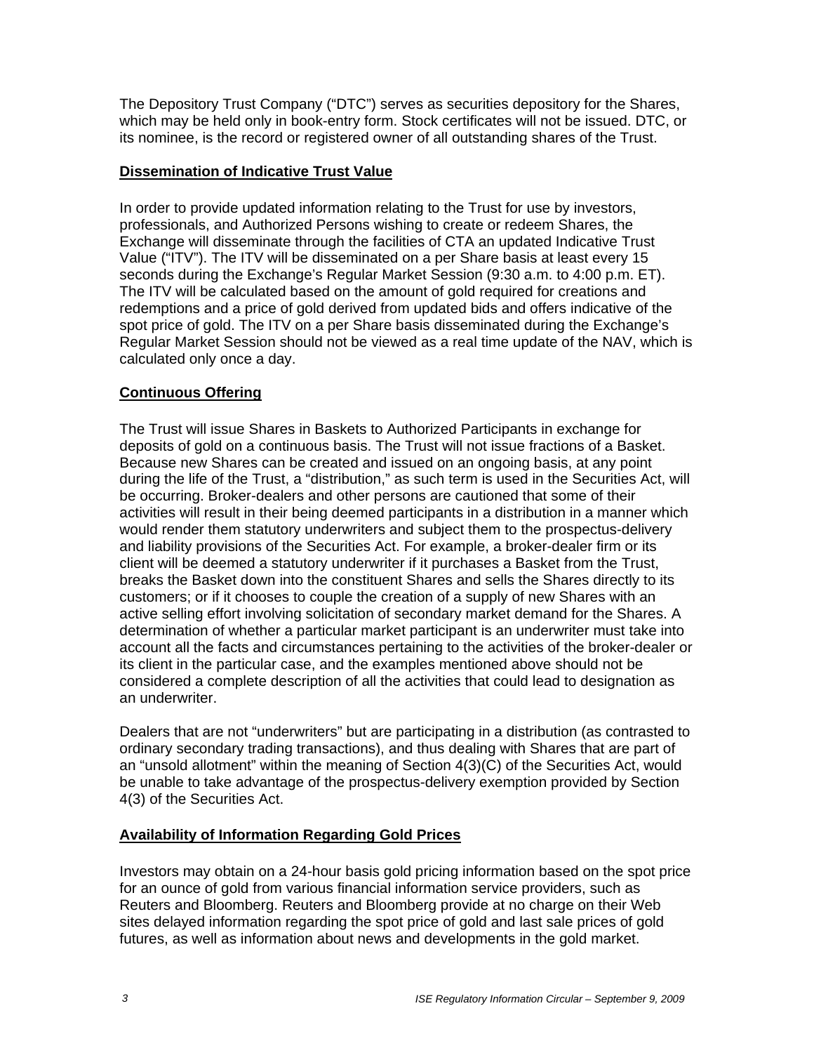The Depository Trust Company ("DTC") serves as securities depository for the Shares, which may be held only in book-entry form. Stock certificates will not be issued. DTC, or its nominee, is the record or registered owner of all outstanding shares of the Trust.

## Dissemination of Indicative Trust Value

In order to provide updated information relating to the Trust for use by investors, professionals, and Authorized Persons wishing to create or redeem Shares, the Exchange will disseminate through the facilities of CTA an updated Indicative Trust Value ("ITV"). The ITV will be disseminated on a per Share basis at least every 15 seconds during the Exchange's Regular Market Session (9:30 a.m. to 4:00 p.m. ET). The ITV will be calculated based on the amount of gold required for creations and redemptions and a price of gold derived from updated bids and offers indicative of the spot price of gold. The ITV on a per Share basis disseminated during the Exchange's Regular Market Session should not be viewed as a real time update of the NAV, which is calculated only once a day.

## Continuous Offering

The Trust will issue Shares in Baskets to Authorized Participants in exchange for deposits of gold on a continuous basis. The Trust will not issue fractions of a Basket. Because new Shares can be created and issued on an ongoing basis, at any point during the life of the Trust, a "distribution," as such term is used in the Securities Act, will be occurring. Broker-dealers and other persons are cautioned that some of their activities will result in their being deemed participants in a distribution in a manner which would render them statutory underwriters and subject them to the prospectus-delivery and liability provisions of the Securities Act. For example, a broker-dealer firm or its client will be deemed a statutory underwriter if it purchases a Basket from the Trust, breaks the Basket down into the constituent Shares and sells the Shares directly to its customers; or if it chooses to couple the creation of a supply of new Shares with an active selling effort involving solicitation of secondary market demand for the Shares. A determination of whether a particular market participant is an underwriter must take into account all the facts and circumstances pertaining to the activities of the broker-dealer or its client in the particular case, and the examples mentioned above should not be considered a complete description of all the activities that could lead to designation as an underwriter.

Dealers that are not "underwriters" but are participating in a distribution (as contrasted to ordinary secondary trading transactions), and thus dealing with Shares that are part of an "unsold allotment" within the meaning of Section 4(3)(C) of the Securities Act, would be unable to take advantage of the prospectus-delivery exemption provided by Section 4(3) of the Securities Act.

## Availability of Information Regarding Gold Prices

Investors may obtain on a 24-hour basis gold pricing information based on the spot price for an ounce of gold from various financial information service providers, such as Reuters and Bloomberg. Reuters and Bloomberg provide at no charge on their Web sites delayed information regarding the spot price of gold and last sale prices of gold futures, as well as information about news and developments in the gold market.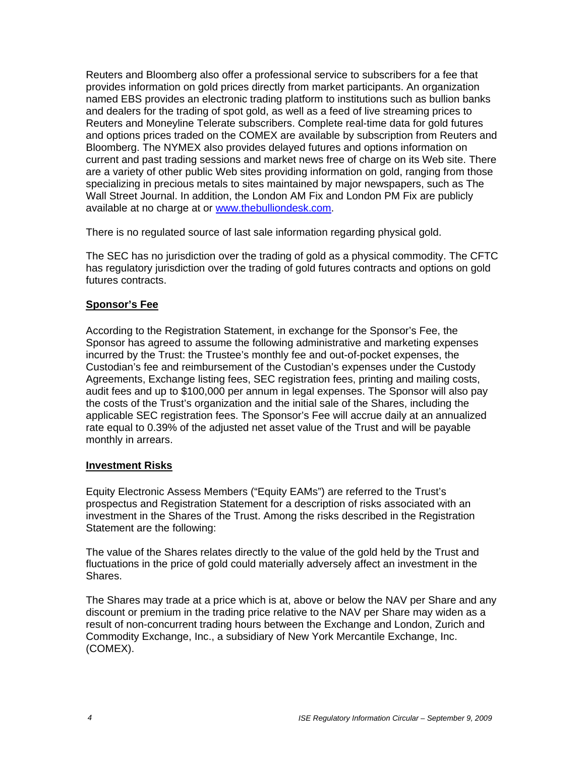Reuters and Bloomberg also offer a professional service to subscribers for a fee that provides information on gold prices directly from market participants. An organization named EBS provides an electronic trading platform to institutions such as bullion banks and dealers for the trading of spot gold, as well as a feed of live streaming prices to Reuters and Moneyline Telerate subscribers. Complete real-time data for gold futures and options prices traded on the COMEX are available by subscription from Reuters and Bloomberg. The NYMEX also provides delayed futures and options information on current and past trading sessions and market news free of charge on its Web site. There are a variety of other public Web sites providing information on gold, ranging from those specializing in precious metals to sites maintained by major newspapers, such as The Wall Street Journal. In addition, the London AM Fix and London PM Fix are publicly available at no charge at or www.thebulliondesk.com.

There is no regulated source of last sale information regarding physical gold.

The SEC has no jurisdiction over the trading of gold as a physical commodity. The CFTC has regulatory jurisdiction over the trading of gold futures contracts and options on gold futures contracts.

**Sponsor's Fee**

According to the Registration Statement, in exchange for the Sponsor's Fee, the Sponsor has agreed to assume the following administrative and marketing expenses incurred by the Trust: the Trustee's monthly fee and out-of-pocket expenses, the Custodian's fee and reimbursement of the Custodian's expenses under the Custody Agreements, Exchange listing fees, SEC registration fees, printing and mailing costs, audit fees and up to $100,000 per annum in legal expenses. The Sponsor will also pay the costs of the Trust's organization and the initial sale of the Shares, including the applicable SEC registration fees. The Sponsor's Fee will accrue daily at an annualized rate equal to 0.39% of the adjusted net asset value of the Trust and will be payable monthly in arrears.

**Investment Risks**

Equity Electronic Assess Members ("Equity EAMs") are referred to the Trust's prospectus and Registration Statement for a description of risks associated with an investment in the Shares of the Trust. Among the risks described in the Registration Statement are the following:

The value of the Shares relates directly to the value of the gold held by the Trust and fluctuations in the price of gold could materially adversely affect an investment in the Shares.

The Shares may trade at a price which is at, above or below the NAV per Share and any discount or premium in the trading price relative to the NAV per Share may widen as a result of non-concurrent trading hours between the Exchange and London, Zurich and Commodity Exchange, Inc., a subsidiary of New York Mercantile Exchange, Inc. (COMEX).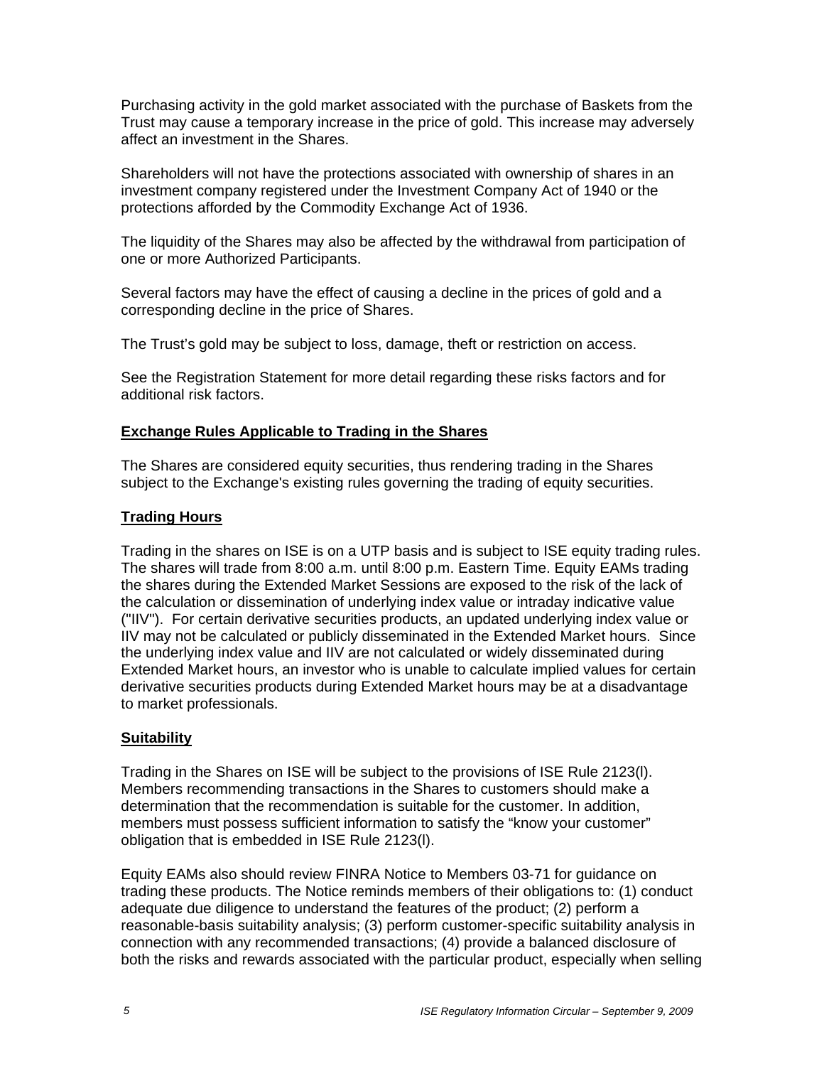Purchasing activity in the gold market associated with the purchase of Baskets from the Trust may cause a temporary increase in the price of gold. This increase may adversely affect an investment in the Shares.

Shareholders will not have the protections associated with ownership of shares in an investment company registered under the Investment Company Act of 1940 or the protections afforded by the Commodity Exchange Act of 1936.

The liquidity of the Shares may also be affected by the withdrawal from participation of one or more Authorized Participants.

Several factors may have the effect of causing a decline in the prices of gold and a corresponding decline in the price of Shares.

The Trust's gold may be subject to loss, damage, theft or restriction on access.

See the Registration Statement for more detail regarding these risks factors and for additional risk factors.

## Exchange Rules Applicable to Trading in the Shares

The Shares are considered equity securities, thus rendering trading in the Shares subject to the Exchange's existing rules governing the trading of equity securities.

## Trading Hours

Trading in the shares on ISE is on a UTP basis and is subject to ISE equity trading rules. The shares will trade from 8:00 a.m. until 8:00 p.m. Eastern Time. Equity EAMs trading the shares during the Extended Market Sessions are exposed to the risk of the lack of the calculation or dissemination of underlying index value or intraday indicative value ("IIV"). For certain derivative securities products, an updated underlying index value or IIV may not be calculated or publicly disseminated in the Extended Market hours. Since the underlying index value and IIV are not calculated or widely disseminated during Extended Market hours, an investor who is unable to calculate implied values for certain derivative securities products during Extended Market hours may be at a disadvantage to market professionals.

## Suitability

Trading in the Shares on ISE will be subject to the provisions of ISE Rule 2123(l). Members recommending transactions in the Shares to customers should make a determination that the recommendation is suitable for the customer. In addition, members must possess sufficient information to satisfy the "know your customer" obligation that is embedded in ISE Rule 2123(l).

Equity EAMs also should review FINRA Notice to Members 03-71 for guidance on trading these products. The Notice reminds members of their obligations to: (1) conduct adequate due diligence to understand the features of the product; (2) perform a reasonable-basis suitability analysis; (3) perform customer-specific suitability analysis in connection with any recommended transactions; (4) provide a balanced disclosure of both the risks and rewards associated with the particular product, especially when selling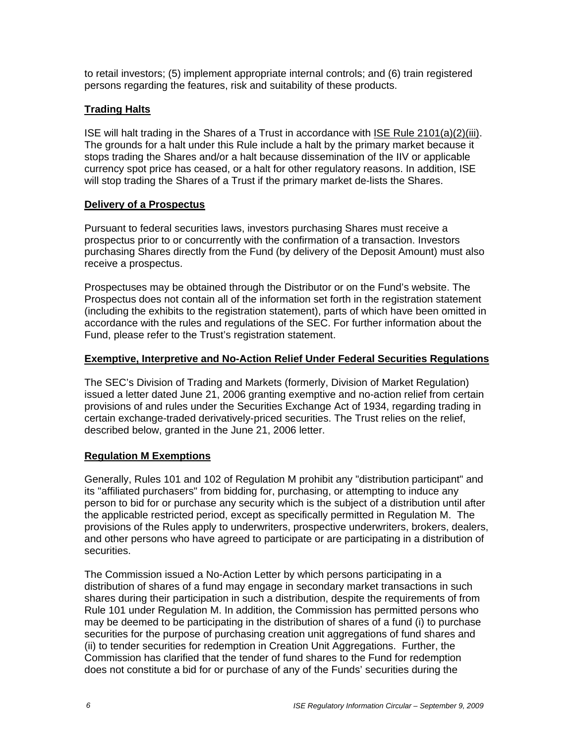to retail investors; (5) implement appropriate internal controls; and (6) train registered persons regarding the features, risk and suitability of these products.

## Trading Halts

ISE will halt trading in the Shares of a Trust in accordance with ISE Rule 2101(a)(2)(iii). The grounds for a halt under this Rule include a halt by the primary market because it stops trading the Shares and/or a halt because dissemination of the IIV or applicable currency spot price has ceased, or a halt for other regulatory reasons. In addition, ISE will stop trading the Shares of a Trust if the primary market de-lists the Shares.

## Delivery of a Prospectus

Pursuant to federal securities laws, investors purchasing Shares must receive a prospectus prior to or concurrently with the confirmation of a transaction. Investors purchasing Shares directly from the Fund (by delivery of the Deposit Amount) must also receive a prospectus.

Prospectuses may be obtained through the Distributor or on the Fund's website. The Prospectus does not contain all of the information set forth in the registration statement (including the exhibits to the registration statement), parts of which have been omitted in accordance with the rules and regulations of the SEC. For further information about the Fund, please refer to the Trust's registration statement.

## Exemptive, Interpretive and No-Action Relief Under Federal Securities Regulations

The SEC's Division of Trading and Markets (formerly, Division of Market Regulation) issued a letter dated June 21, 2006 granting exemptive and no-action relief from certain provisions of and rules under the Securities Exchange Act of 1934, regarding trading in certain exchange-traded derivatively-priced securities. The Trust relies on the relief, described below, granted in the June 21, 2006 letter.

## Regulation M Exemptions

Generally, Rules 101 and 102 of Regulation M prohibit any "distribution participant" and its "affiliated purchasers" from bidding for, purchasing, or attempting to induce any person to bid for or purchase any security which is the subject of a distribution until after the applicable restricted period, except as specifically permitted in Regulation M. The provisions of the Rules apply to underwriters, prospective underwriters, brokers, dealers, and other persons who have agreed to participate or are participating in a distribution of securities.

The Commission issued a No-Action Letter by which persons participating in a distribution of shares of a fund may engage in secondary market transactions in such shares during their participation in such a distribution, despite the requirements of from Rule 101 under Regulation M. In addition, the Commission has permitted persons who may be deemed to be participating in the distribution of shares of a fund (i) to purchase securities for the purpose of purchasing creation unit aggregations of fund shares and (ii) to tender securities for redemption in Creation Unit Aggregations. Further, the Commission has clarified that the tender of fund shares to the Fund for redemption does not constitute a bid for or purchase of any of the Funds' securities during the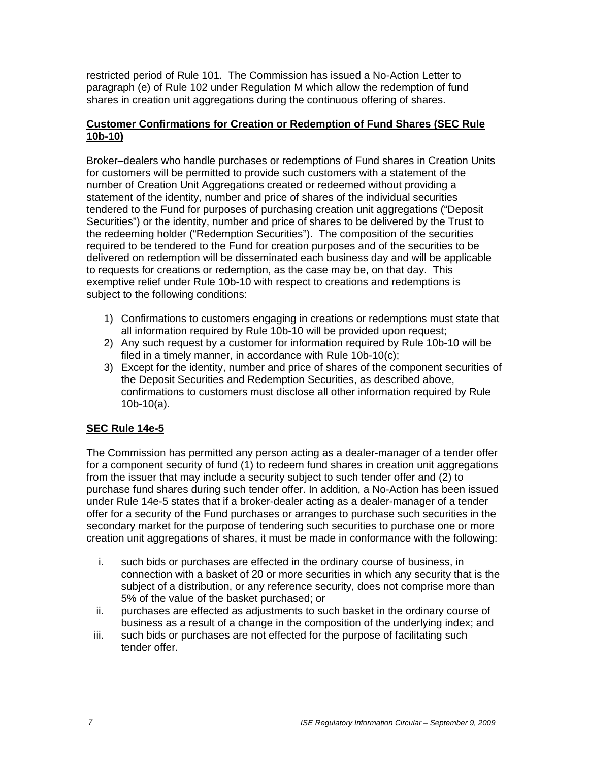restricted period of Rule 101. The Commission has issued a No-Action Letter to paragraph (e) of Rule 102 under Regulation M which allow the redemption of fund shares in creation unit aggregations during the continuous offering of shares.

**Customer Confirmations for Creation or Redemption of Fund Shares (SEC Rule 10b-10)**

Broker–dealers who handle purchases or redemptions of Fund shares in Creation Units for customers will be permitted to provide such customers with a statement of the number of Creation Unit Aggregations created or redeemed without providing a statement of the identity, number and price of shares of the individual securities tendered to the Fund for purposes of purchasing creation unit aggregations ("Deposit Securities") or the identity, number and price of shares to be delivered by the Trust to the redeeming holder ("Redemption Securities"). The composition of the securities required to be tendered to the Fund for creation purposes and of the securities to be delivered on redemption will be disseminated each business day and will be applicable to requests for creations or redemption, as the case may be, on that day. This exemptive relief under Rule 10b-10 with respect to creations and redemptions is subject to the following conditions:

1) Confirmations to customers engaging in creations or redemptions must state that all information required by Rule 10b-10 will be provided upon request;
2) Any such request by a customer for information required by Rule 10b-10 will be filed in a timely manner, in accordance with Rule 10b-10(c);
3) Except for the identity, number and price of shares of the component securities of the Deposit Securities and Redemption Securities, as described above, confirmations to customers must disclose all other information required by Rule 10b-10(a).

**SEC Rule 14e-5**

The Commission has permitted any person acting as a dealer-manager of a tender offer for a component security of fund (1) to redeem fund shares in creation unit aggregations from the issuer that may include a security subject to such tender offer and (2) to purchase fund shares during such tender offer. In addition, a No-Action has been issued under Rule 14e-5 states that if a broker-dealer acting as a dealer-manager of a tender offer for a security of the Fund purchases or arranges to purchase such securities in the secondary market for the purpose of tendering such securities to purchase one or more creation unit aggregations of shares, it must be made in conformance with the following:

i. such bids or purchases are effected in the ordinary course of business, in connection with a basket of 20 or more securities in which any security that is the subject of a distribution, or any reference security, does not comprise more than 5% of the value of the basket purchased; or
ii. purchases are effected as adjustments to such basket in the ordinary course of business as a result of a change in the composition of the underlying index; and
iii. such bids or purchases are not effected for the purpose of facilitating such tender offer.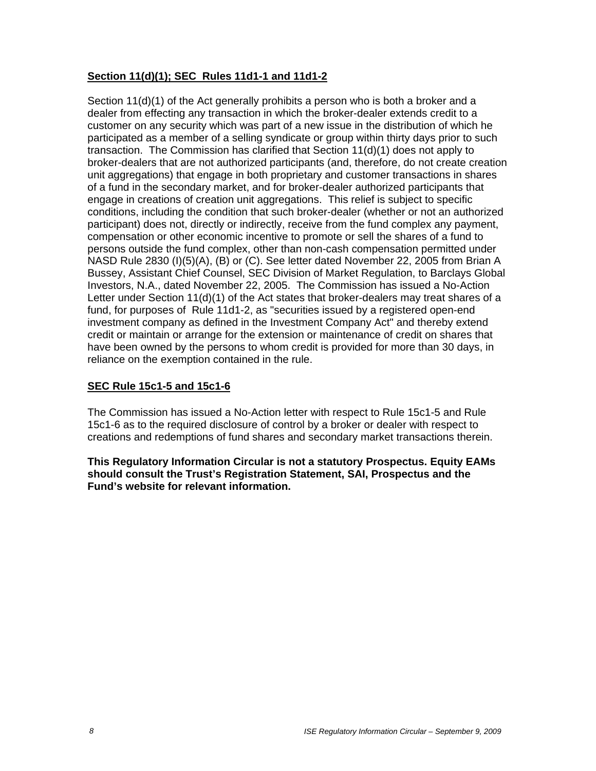**Section 11(d)(1); SEC Rules 11d1-1 and 11d1-2**

Section 11(d)(1) of the Act generally prohibits a person who is both a broker and a dealer from effecting any transaction in which the broker-dealer extends credit to a customer on any security which was part of a new issue in the distribution of which he participated as a member of a selling syndicate or group within thirty days prior to such transaction. The Commission has clarified that Section 11(d)(1) does not apply to broker-dealers that are not authorized participants (and, therefore, do not create creation unit aggregations) that engage in both proprietary and customer transactions in shares of a fund in the secondary market, and for broker-dealer authorized participants that engage in creations of creation unit aggregations. This relief is subject to specific conditions, including the condition that such broker-dealer (whether or not an authorized participant) does not, directly or indirectly, receive from the fund complex any payment, compensation or other economic incentive to promote or sell the shares of a fund to persons outside the fund complex, other than non-cash compensation permitted under NASD Rule 2830 (I)(5)(A), (B) or (C). See letter dated November 22, 2005 from Brian A Bussey, Assistant Chief Counsel, SEC Division of Market Regulation, to Barclays Global Investors, N.A., dated November 22, 2005. The Commission has issued a No-Action Letter under Section 11(d)(1) of the Act states that broker-dealers may treat shares of a fund, for purposes of Rule 11d1-2, as "securities issued by a registered open-end investment company as defined in the Investment Company Act" and thereby extend credit or maintain or arrange for the extension or maintenance of credit on shares that have been owned by the persons to whom credit is provided for more than 30 days, in reliance on the exemption contained in the rule.

**SEC Rule 15c1-5 and 15c1-6**

The Commission has issued a No-Action letter with respect to Rule 15c1-5 and Rule 15c1-6 as to the required disclosure of control by a broker or dealer with respect to creations and redemptions of fund shares and secondary market transactions therein.

**This Regulatory Information Circular is not a statutory Prospectus. Equity EAMs should consult the Trust's Registration Statement, SAI, Prospectus and the Fund's website for relevant information.**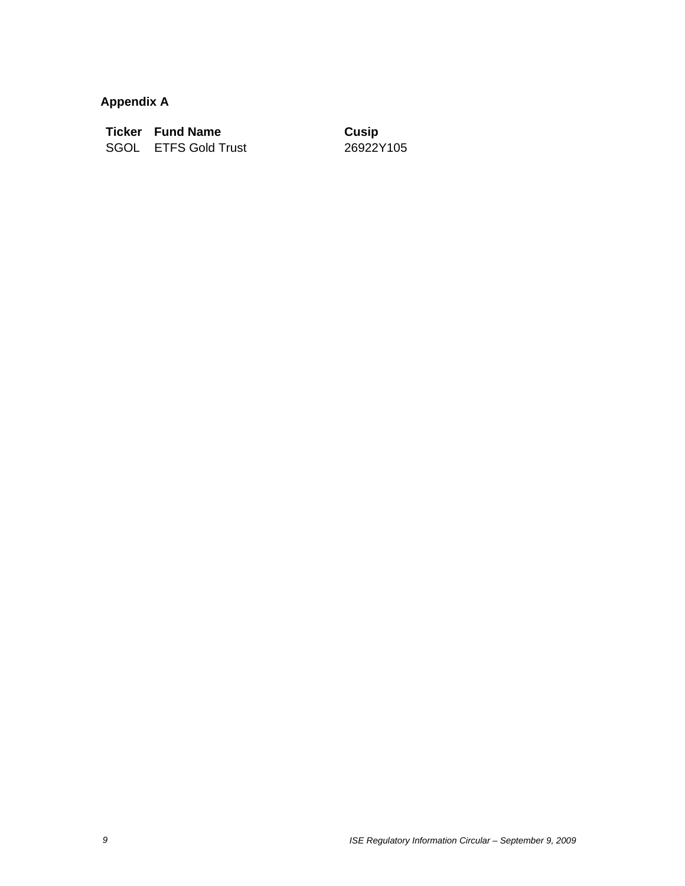**Appendix A**

| Ticker | Fund Name | Cusip |
|---|---|---|
| SGOL | ETFS Gold Trust | 26922Y105 |